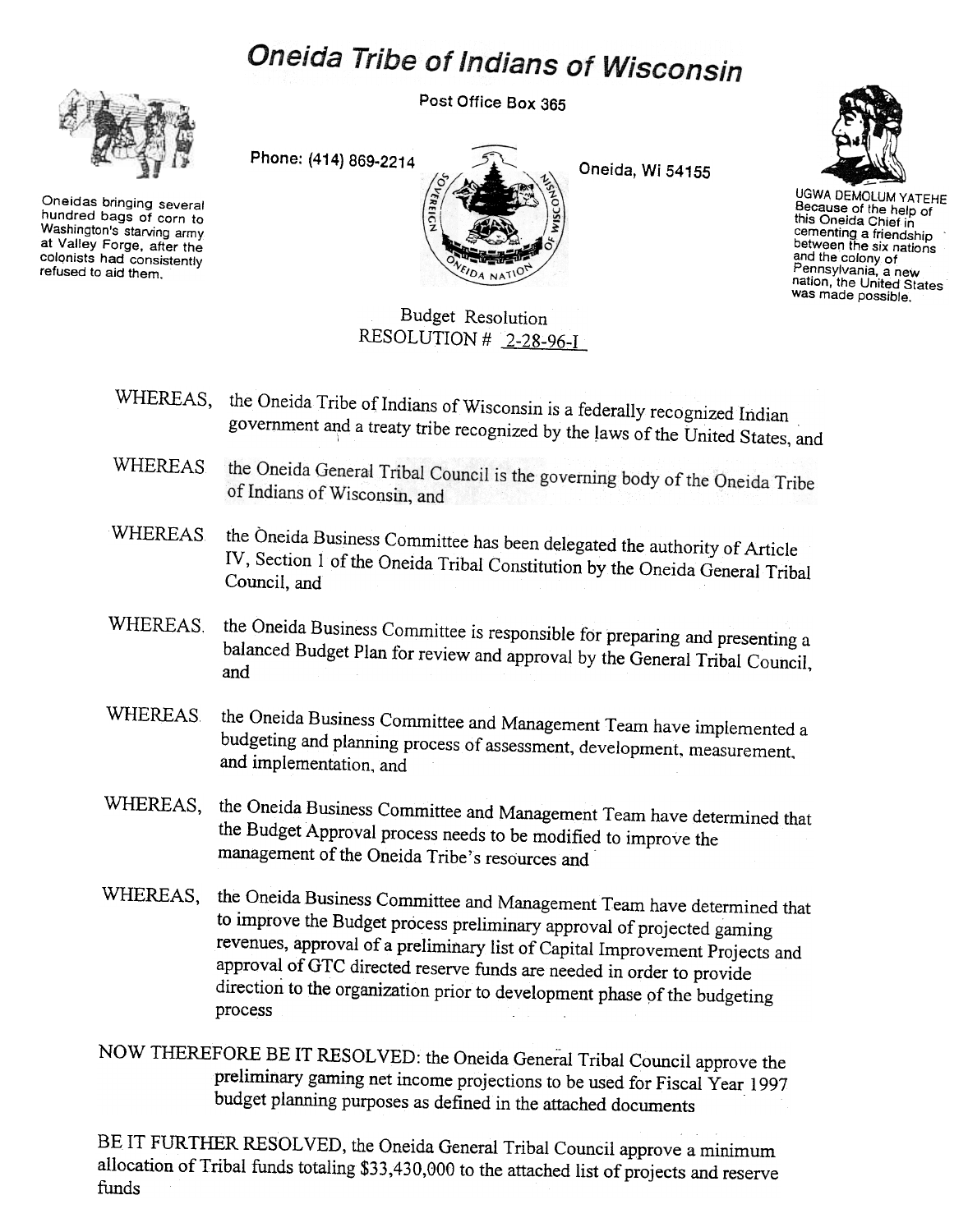# Oneida Tribe of Indians of Wisconsin

Post Office Box 365

Phone: (414) 869-2214

Oneida, Wi 54155

Oneidas bringing several hundred bags of corn to Washington's starving army at Valley Forge, after the colonists had consistently refused to aid them.

UGWA DEMOLUM YATEHE
Because of the help of this Oneida Chief in cementing a friendship between the six nations and the colony of Pennsylvania, a new nation, the United States was made possible.

Budget Resolution
RESOLUTION # 2-28-96-I

WHEREAS, the Oneida Tribe of Indians of Wisconsin is a federally recognized Indian government and a treaty tribe recognized by the laws of the United States, and

WHEREAS the Oneida General Tribal Council is the governing body of the Oneida Tribe of Indians of Wisconsin, and

WHEREAS the Oneida Business Committee has been delegated the authority of Article IV, Section 1 of the Oneida Tribal Constitution by the Oneida General Tribal Council, and

WHEREAS. the Oneida Business Committee is responsible for preparing and presenting a balanced Budget Plan for review and approval by the General Tribal Council, and

WHEREAS the Oneida Business Committee and Management Team have implemented a budgeting and planning process of assessment, development, measurement, and implementation, and

WHEREAS, the Oneida Business Committee and Management Team have determined that the Budget Approval process needs to be modified to improve the management of the Oneida Tribe's resources and

WHEREAS, the Oneida Business Committee and Management Team have determined that to improve the Budget process preliminary approval of projected gaming revenues, approval of a preliminary list of Capital Improvement Projects and approval of GTC directed reserve funds are needed in order to provide direction to the organization prior to development phase of the budgeting process

NOW THEREFORE BE IT RESOLVED: the Oneida General Tribal Council approve the preliminary gaming net income projections to be used for Fiscal Year 1997 budget planning purposes as defined in the attached documents

BE IT FURTHER RESOLVED, the Oneida General Tribal Council approve a minimum allocation of Tribal funds totaling $33,430,000 to the attached list of projects and reserve funds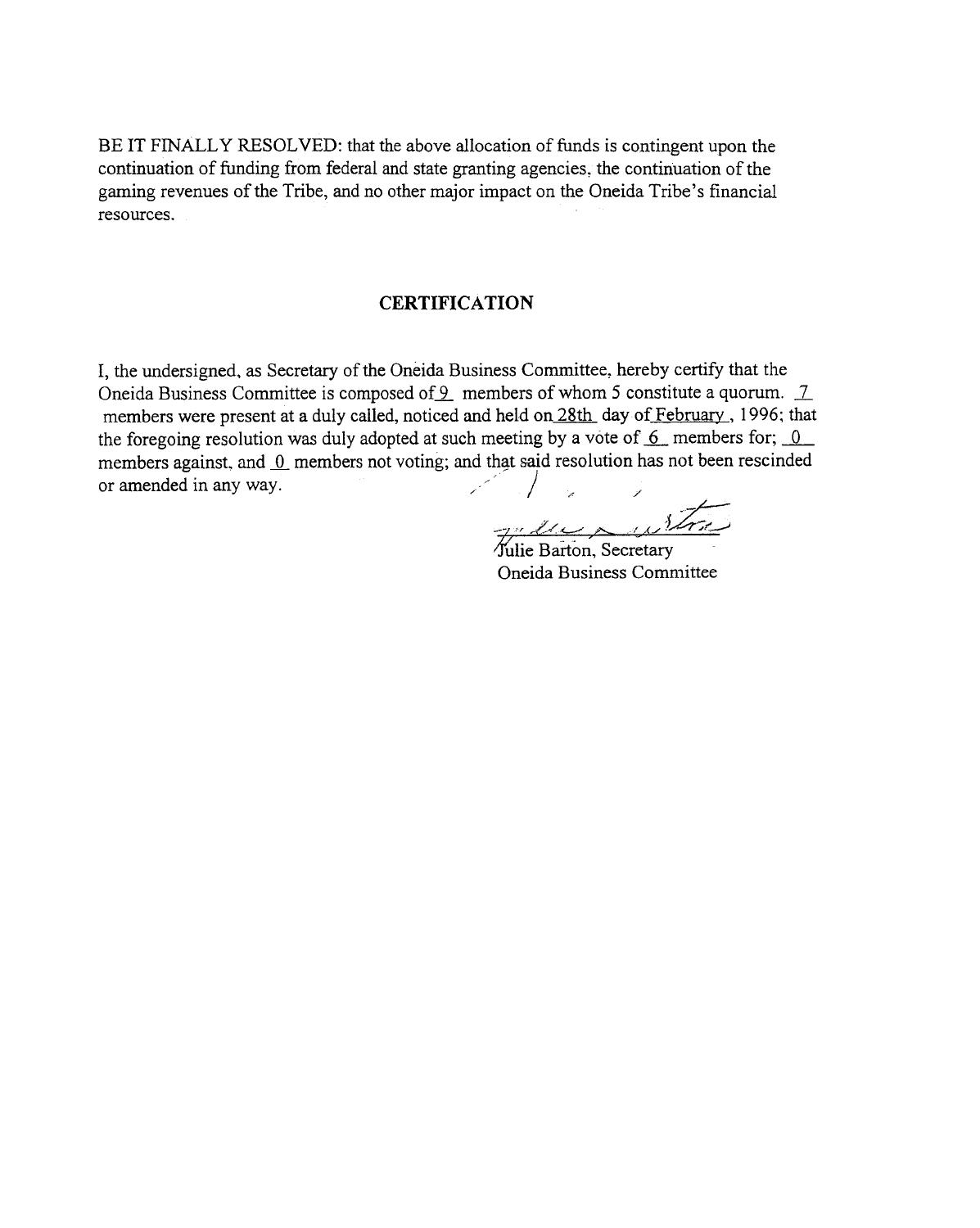BE IT FINALLY RESOLVED: that the above allocation of funds is contingent upon the continuation of funding from federal and state granting agencies, the continuation of the gaming revenues of the Tribe, and no other major impact on the Oneida Tribe's financial resources.

## CERTIFICATION

I, the undersigned, as Secretary of the Oneida Business Committee, hereby certify that the Oneida Business Committee is composed of 9 members of whom 5 constitute a quorum. 7 members were present at a duly called, noticed and held on 28th day of February, 1996; that the foregoing resolution was duly adopted at such meeting by a vote of 6 members for; 0 members against, and 0 members not voting; and that said resolution has not been rescinded or amended in any way.

Julie Barton, Secretary
Oneida Business Committee